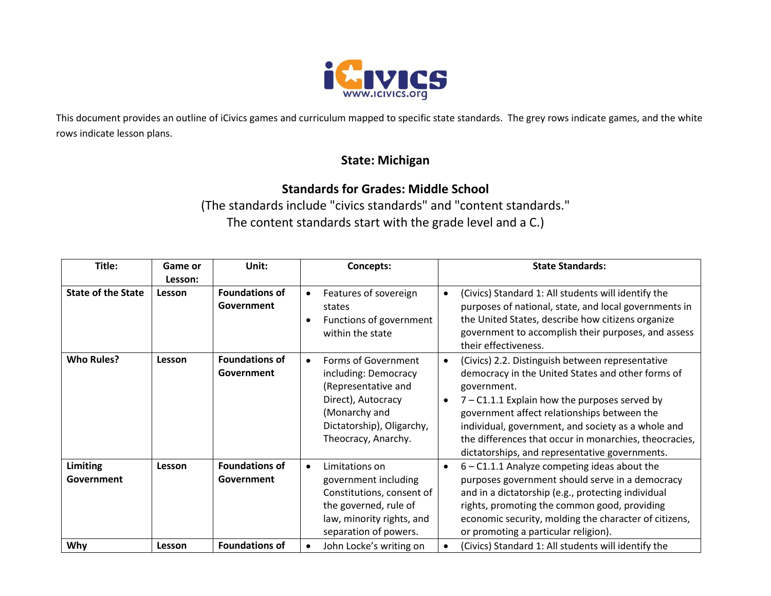iCivics
www.icivics.org

This document provides an outline of iCivics games and curriculum mapped to specific state standards. The grey rows indicate games, and the white rows indicate lesson plans.

## State: Michigan

## Standards for Grades: Middle School

(The standards include "civics standards" and "content standards."
The content standards start with the grade level and a C.)

| Title: | Game or Lesson: | Unit: | Concepts: | State Standards: |
|---|---|---|---|---|
| **State of the State** | **Lesson** | **Foundations of Government** | • Features of sovereign states<br>• Functions of government within the state | • (Civics) Standard 1: All students will identify the purposes of national, state, and local governments in the United States, describe how citizens organize government to accomplish their purposes, and assess their effectiveness. |
| **Who Rules?** | **Lesson** | **Foundations of Government** | • Forms of Government including: Democracy (Representative and Direct), Autocracy (Monarchy and Dictatorship), Oligarchy, Theocracy, Anarchy. | • (Civics) 2.2. Distinguish between representative democracy in the United States and other forms of government.<br>• 7 – C1.1.1 Explain how the purposes served by government affect relationships between the individual, government, and society as a whole and the differences that occur in monarchies, theocracies, dictatorships, and representative governments. |
| **Limiting Government** | **Lesson** | **Foundations of Government** | • Limitations on government including Constitutions, consent of the governed, rule of law, minority rights, and separation of powers. | • 6 – C1.1.1 Analyze competing ideas about the purposes government should serve in a democracy and in a dictatorship (e.g., protecting individual rights, promoting the common good, providing economic security, molding the character of citizens, or promoting a particular religion). |
| **Why** | **Lesson** | **Foundations of** | • John Locke's writing on | • (Civics) Standard 1: All students will identify the |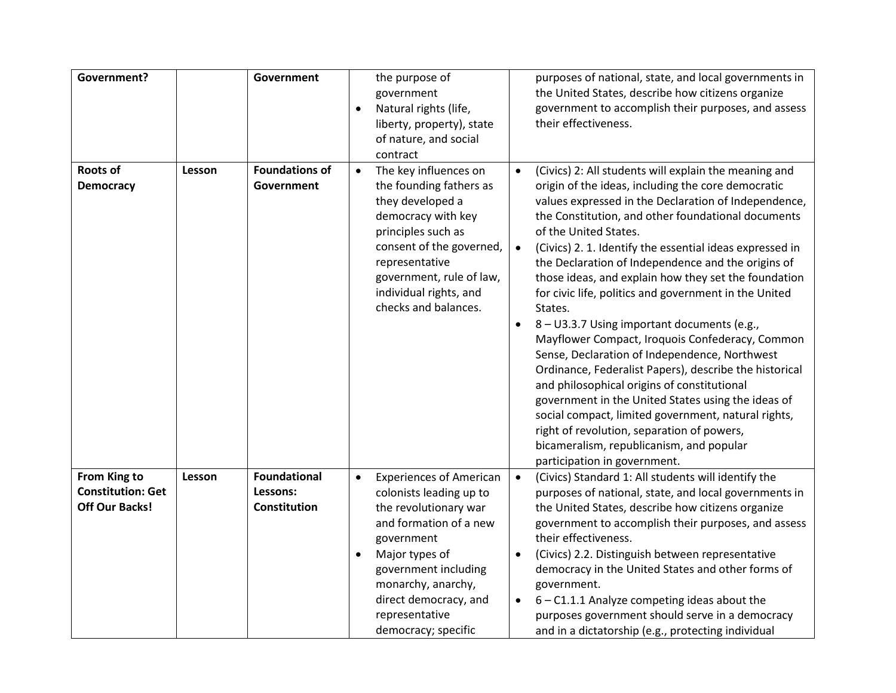| | | | | |
|---|---|---|---|---|
| **Government?** | | **Government** | the purpose of government<br>• Natural rights (life, liberty, property), state of nature, and social contract | purposes of national, state, and local governments in the United States, describe how citizens organize government to accomplish their purposes, and assess their effectiveness. |
| **Roots of Democracy** | **Lesson** | **Foundations of Government** | • The key influences on the founding fathers as they developed a democracy with key principles such as consent of the governed, representative government, rule of law, individual rights, and checks and balances. | • (Civics) 2: All students will explain the meaning and origin of the ideas, including the core democratic values expressed in the Declaration of Independence, the Constitution, and other foundational documents of the United States.<br>• (Civics) 2. 1. Identify the essential ideas expressed in the Declaration of Independence and the origins of those ideas, and explain how they set the foundation for civic life, politics and government in the United States.<br>• 8 – U3.3.7 Using important documents (e.g., Mayflower Compact, Iroquois Confederacy, Common Sense, Declaration of Independence, Northwest Ordinance, Federalist Papers), describe the historical and philosophical origins of constitutional government in the United States using the ideas of social compact, limited government, natural rights, right of revolution, separation of powers, bicameralism, republicanism, and popular participation in government. |
| **From King to Constitution: Get Off Our Backs!** | **Lesson** | **Foundational Lessons: Constitution** | • Experiences of American colonists leading up to the revolutionary war and formation of a new government<br>• Major types of government including monarchy, anarchy, direct democracy, and representative democracy; specific | • (Civics) Standard 1: All students will identify the purposes of national, state, and local governments in the United States, describe how citizens organize government to accomplish their purposes, and assess their effectiveness.<br>• (Civics) 2.2. Distinguish between representative democracy in the United States and other forms of government.<br>• 6 – C1.1.1 Analyze competing ideas about the purposes government should serve in a democracy and in a dictatorship (e.g., protecting individual |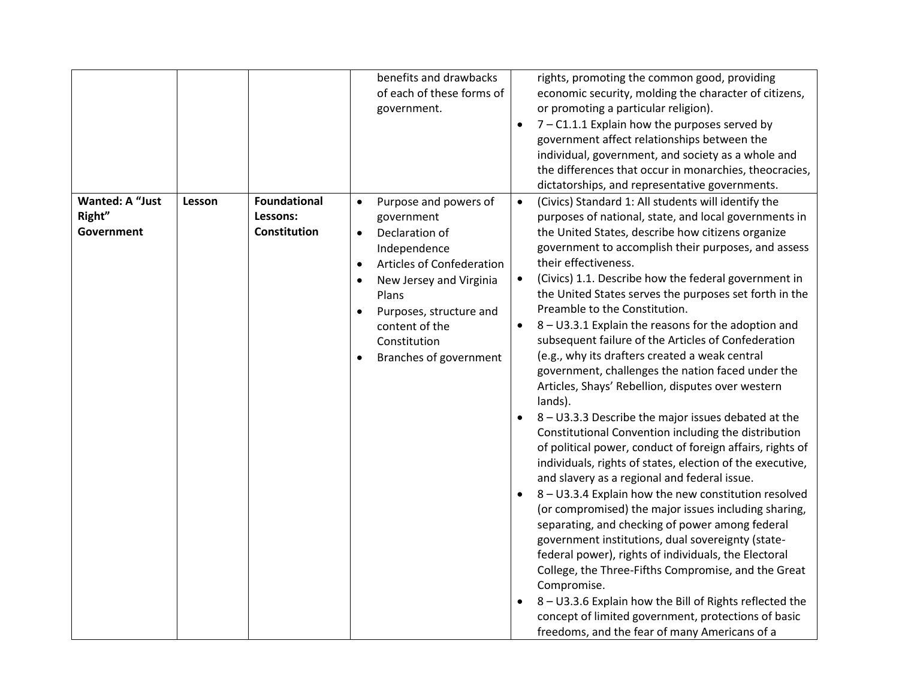| | | | | |
|---|---|---|---|---|
| | | | benefits and drawbacks of each of these forms of government. | rights, promoting the common good, providing economic security, molding the character of citizens, or promoting a particular religion).<br>• 7 – C1.1.1 Explain how the purposes served by government affect relationships between the individual, government, and society as a whole and the differences that occur in monarchies, theocracies, dictatorships, and representative governments. |
| **Wanted: A "Just Right" Government** | Lesson | **Foundational Lessons: Constitution** | • Purpose and powers of government<br>• Declaration of Independence<br>• Articles of Confederation<br>• New Jersey and Virginia Plans<br>• Purposes, structure and content of the Constitution<br>• Branches of government | • (Civics) Standard 1: All students will identify the purposes of national, state, and local governments in the United States, describe how citizens organize government to accomplish their purposes, and assess their effectiveness.<br>• (Civics) 1.1. Describe how the federal government in the United States serves the purposes set forth in the Preamble to the Constitution.<br>• 8 – U3.3.1 Explain the reasons for the adoption and subsequent failure of the Articles of Confederation (e.g., why its drafters created a weak central government, challenges the nation faced under the Articles, Shays' Rebellion, disputes over western lands).<br>• 8 – U3.3.3 Describe the major issues debated at the Constitutional Convention including the distribution of political power, conduct of foreign affairs, rights of individuals, rights of states, election of the executive, and slavery as a regional and federal issue.<br>• 8 – U3.3.4 Explain how the new constitution resolved (or compromised) the major issues including sharing, separating, and checking of power among federal government institutions, dual sovereignty (state-federal power), rights of individuals, the Electoral College, the Three-Fifths Compromise, and the Great Compromise.<br>• 8 – U3.3.6 Explain how the Bill of Rights reflected the concept of limited government, protections of basic freedoms, and the fear of many Americans of a |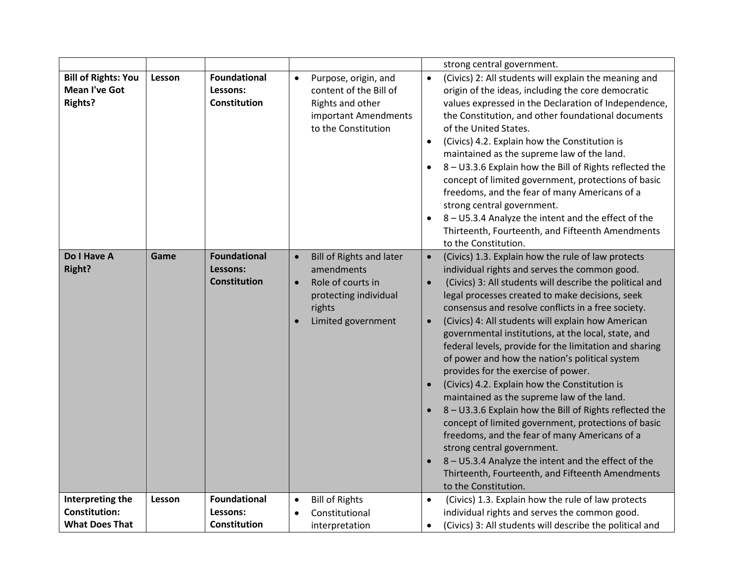| | | | | strong central government. |
|---|---|---|---|---|
| **Bill of Rights: You Mean I've Got Rights?** | **Lesson** | **Foundational Lessons: Constitution** | • Purpose, origin, and content of the Bill of Rights and other important Amendments to the Constitution | • (Civics) 2: All students will explain the meaning and origin of the ideas, including the core democratic values expressed in the Declaration of Independence, the Constitution, and other foundational documents of the United States.<br>• (Civics) 4.2. Explain how the Constitution is maintained as the supreme law of the land.<br>• 8 – U3.3.6 Explain how the Bill of Rights reflected the concept of limited government, protections of basic freedoms, and the fear of many Americans of a strong central government.<br>• 8 – U5.3.4 Analyze the intent and the effect of the Thirteenth, Fourteenth, and Fifteenth Amendments to the Constitution. |
| **Do I Have A Right?** | **Game** | **Foundational Lessons: Constitution** | • Bill of Rights and later amendments<br>• Role of courts in protecting individual rights<br>• Limited government | • (Civics) 1.3. Explain how the rule of law protects individual rights and serves the common good.<br>• (Civics) 3: All students will describe the political and legal processes created to make decisions, seek consensus and resolve conflicts in a free society.<br>• (Civics) 4: All students will explain how American governmental institutions, at the local, state, and federal levels, provide for the limitation and sharing of power and how the nation's political system provides for the exercise of power.<br>• (Civics) 4.2. Explain how the Constitution is maintained as the supreme law of the land.<br>• 8 – U3.3.6 Explain how the Bill of Rights reflected the concept of limited government, protections of basic freedoms, and the fear of many Americans of a strong central government.<br>• 8 – U5.3.4 Analyze the intent and the effect of the Thirteenth, Fourteenth, and Fifteenth Amendments to the Constitution. |
| **Interpreting the Constitution: What Does That** | **Lesson** | **Foundational Lessons: Constitution** | • Bill of Rights<br>• Constitutional interpretation | • (Civics) 1.3. Explain how the rule of law protects individual rights and serves the common good.<br>• (Civics) 3: All students will describe the political and |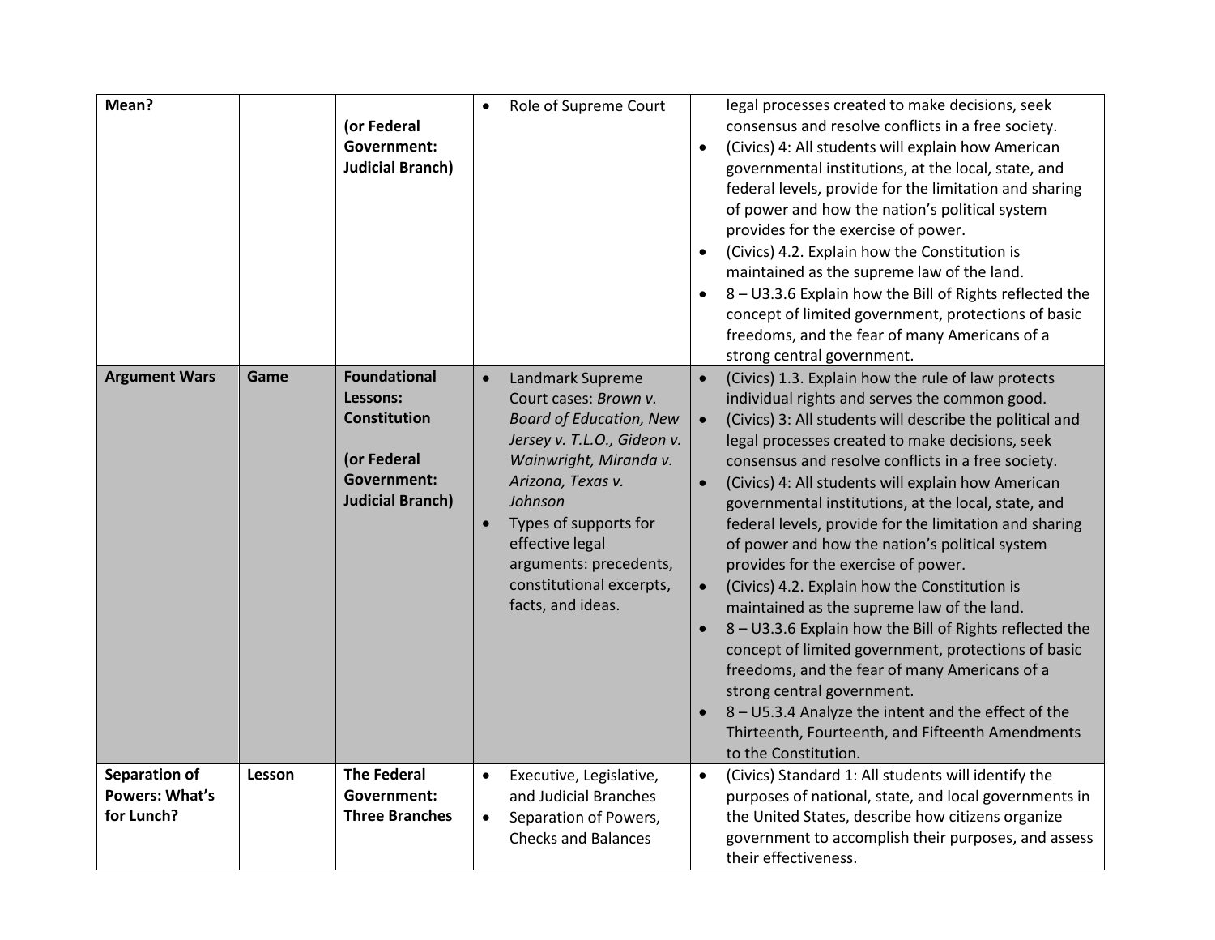| Mean? | | (or Federal Government: Judicial Branch) | • Role of Supreme Court | legal processes created to make decisions, seek consensus and resolve conflicts in a free society.<br>• (Civics) 4: All students will explain how American governmental institutions, at the local, state, and federal levels, provide for the limitation and sharing of power and how the nation's political system provides for the exercise of power.<br>• (Civics) 4.2. Explain how the Constitution is maintained as the supreme law of the land.<br>• 8 – U3.3.6 Explain how the Bill of Rights reflected the concept of limited government, protections of basic freedoms, and the fear of many Americans of a strong central government. |
|---|---|---|---|---|
| **Argument Wars** | **Game** | **Foundational Lessons: Constitution**<br><br>**(or Federal Government: Judicial Branch)** | • Landmark Supreme Court cases: *Brown v. Board of Education, New Jersey v. T.L.O., Gideon v. Wainwright, Miranda v. Arizona, Texas v. Johnson*<br>• Types of supports for effective legal arguments: precedents, constitutional excerpts, facts, and ideas. | • (Civics) 1.3. Explain how the rule of law protects individual rights and serves the common good.<br>• (Civics) 3: All students will describe the political and legal processes created to make decisions, seek consensus and resolve conflicts in a free society.<br>• (Civics) 4: All students will explain how American governmental institutions, at the local, state, and federal levels, provide for the limitation and sharing of power and how the nation's political system provides for the exercise of power.<br>• (Civics) 4.2. Explain how the Constitution is maintained as the supreme law of the land.<br>• 8 – U3.3.6 Explain how the Bill of Rights reflected the concept of limited government, protections of basic freedoms, and the fear of many Americans of a strong central government.<br>• 8 – U5.3.4 Analyze the intent and the effect of the Thirteenth, Fourteenth, and Fifteenth Amendments to the Constitution. |
| **Separation of Powers: What's for Lunch?** | **Lesson** | **The Federal Government: Three Branches** | • Executive, Legislative, and Judicial Branches<br>• Separation of Powers, Checks and Balances | • (Civics) Standard 1: All students will identify the purposes of national, state, and local governments in the United States, describe how citizens organize government to accomplish their purposes, and assess their effectiveness. |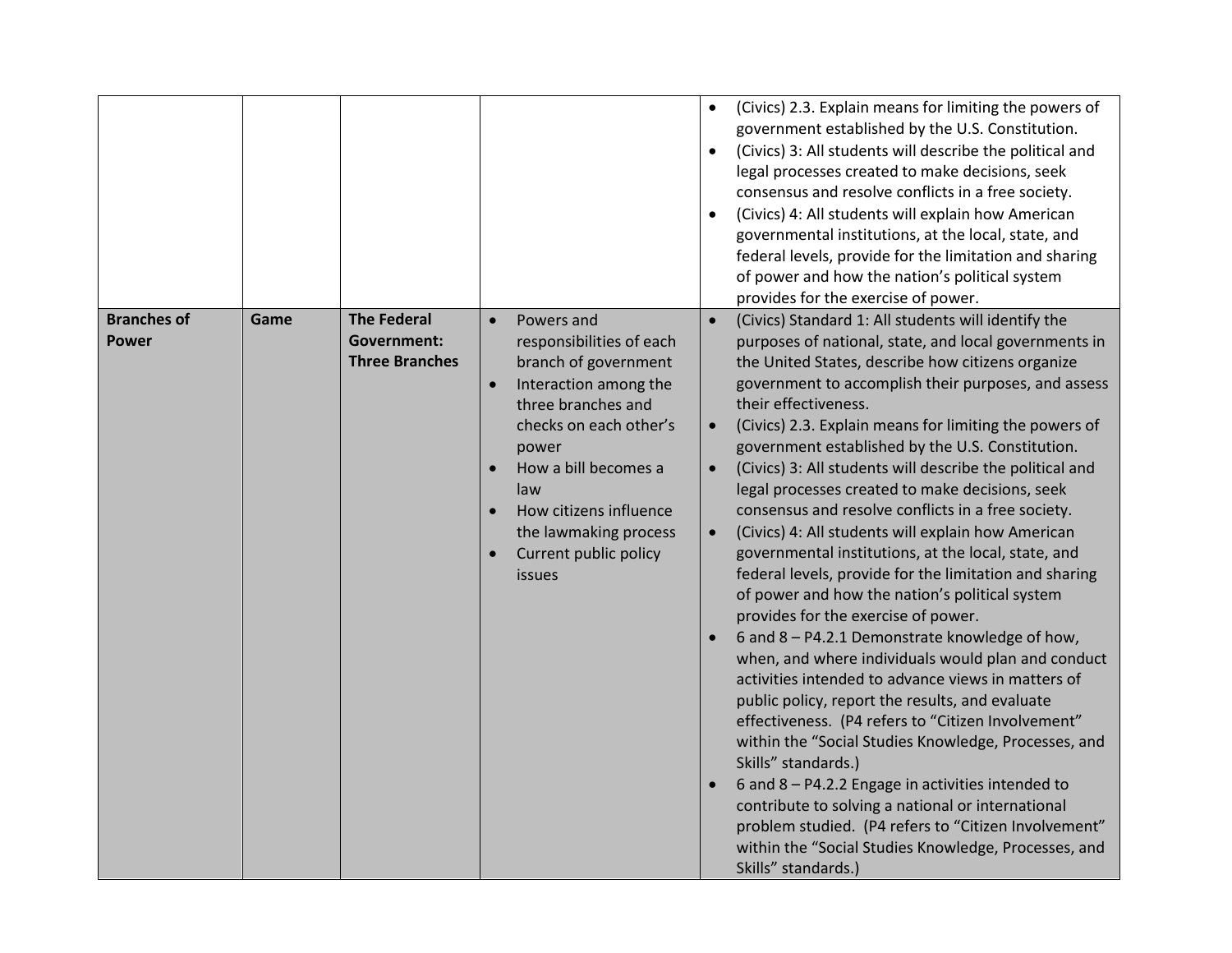| | | | | |
|---|---|---|---|---|
| | | | | • (Civics) 2.3. Explain means for limiting the powers of government established by the U.S. Constitution.<br>• (Civics) 3: All students will describe the political and legal processes created to make decisions, seek consensus and resolve conflicts in a free society.<br>• (Civics) 4: All students will explain how American governmental institutions, at the local, state, and federal levels, provide for the limitation and sharing of power and how the nation's political system provides for the exercise of power. |
| **Branches of Power** | **Game** | **The Federal Government: Three Branches** | • Powers and responsibilities of each branch of government<br>• Interaction among the three branches and checks on each other's power<br>• How a bill becomes a law<br>• How citizens influence the lawmaking process<br>• Current public policy issues | • (Civics) Standard 1: All students will identify the purposes of national, state, and local governments in the United States, describe how citizens organize government to accomplish their purposes, and assess their effectiveness.<br>• (Civics) 2.3. Explain means for limiting the powers of government established by the U.S. Constitution.<br>• (Civics) 3: All students will describe the political and legal processes created to make decisions, seek consensus and resolve conflicts in a free society.<br>• (Civics) 4: All students will explain how American governmental institutions, at the local, state, and federal levels, provide for the limitation and sharing of power and how the nation's political system provides for the exercise of power.<br>• 6 and 8 – P4.2.1 Demonstrate knowledge of how, when, and where individuals would plan and conduct activities intended to advance views in matters of public policy, report the results, and evaluate effectiveness. (P4 refers to "Citizen Involvement" within the "Social Studies Knowledge, Processes, and Skills" standards.)<br>• 6 and 8 – P4.2.2 Engage in activities intended to contribute to solving a national or international problem studied. (P4 refers to "Citizen Involvement" within the "Social Studies Knowledge, Processes, and Skills" standards.) |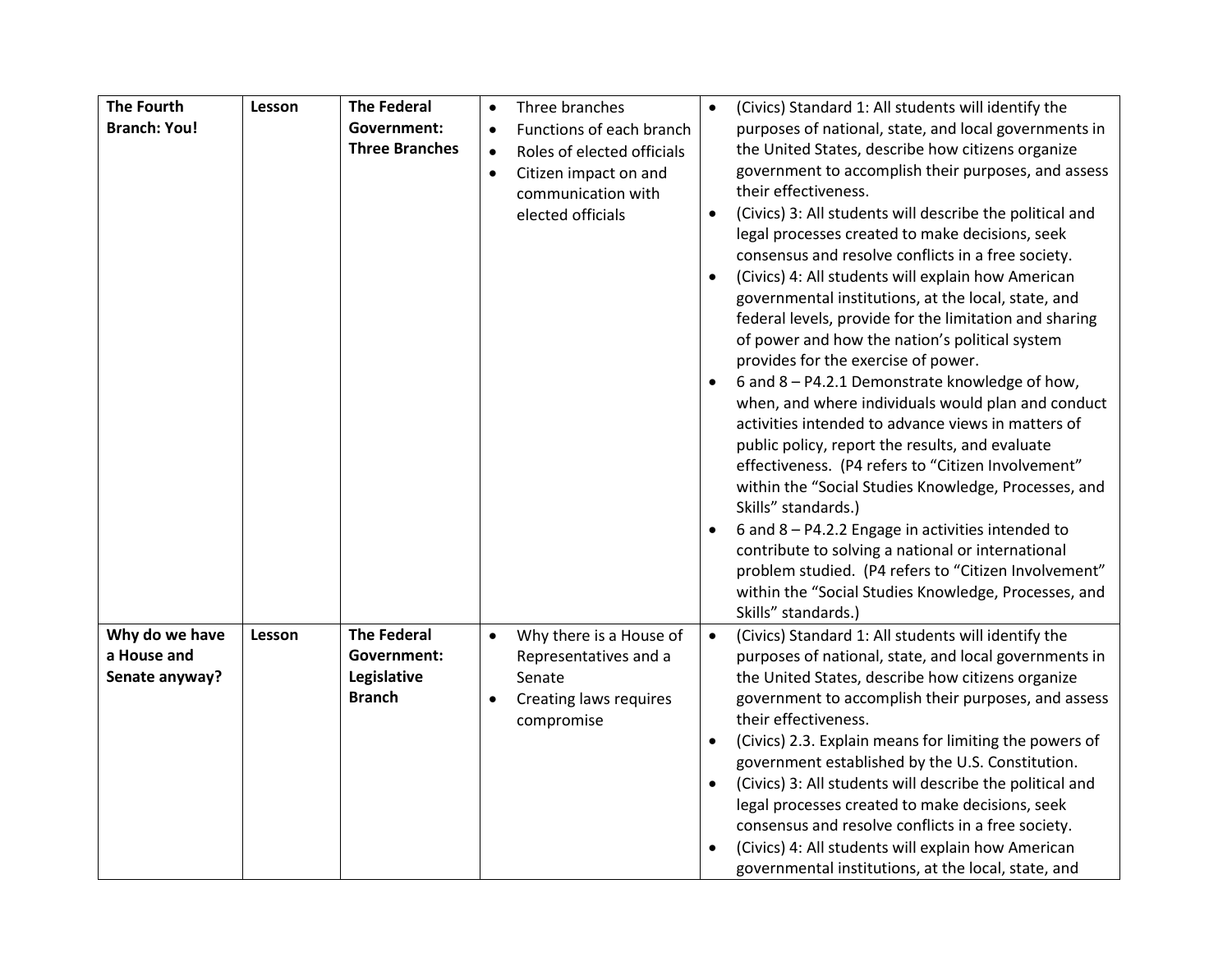| | | | | |
|---|---|---|---|---|
| **The Fourth Branch: You!** | **Lesson** | **The Federal Government: Three Branches** | • Three branches<br>• Functions of each branch<br>• Roles of elected officials<br>• Citizen impact on and communication with elected officials | • (Civics) Standard 1: All students will identify the purposes of national, state, and local governments in the United States, describe how citizens organize government to accomplish their purposes, and assess their effectiveness.<br>• (Civics) 3: All students will describe the political and legal processes created to make decisions, seek consensus and resolve conflicts in a free society.<br>• (Civics) 4: All students will explain how American governmental institutions, at the local, state, and federal levels, provide for the limitation and sharing of power and how the nation's political system provides for the exercise of power.<br>• 6 and 8 – P4.2.1 Demonstrate knowledge of how, when, and where individuals would plan and conduct activities intended to advance views in matters of public policy, report the results, and evaluate effectiveness. (P4 refers to "Citizen Involvement" within the "Social Studies Knowledge, Processes, and Skills" standards.)<br>• 6 and 8 – P4.2.2 Engage in activities intended to contribute to solving a national or international problem studied. (P4 refers to "Citizen Involvement" within the "Social Studies Knowledge, Processes, and Skills" standards.) |
| **Why do we have a House and Senate anyway?** | **Lesson** | **The Federal Government: Legislative Branch** | • Why there is a House of Representatives and a Senate<br>• Creating laws requires compromise | • (Civics) Standard 1: All students will identify the purposes of national, state, and local governments in the United States, describe how citizens organize government to accomplish their purposes, and assess their effectiveness.<br>• (Civics) 2.3. Explain means for limiting the powers of government established by the U.S. Constitution.<br>• (Civics) 3: All students will describe the political and legal processes created to make decisions, seek consensus and resolve conflicts in a free society.<br>• (Civics) 4: All students will explain how American governmental institutions, at the local, state, and |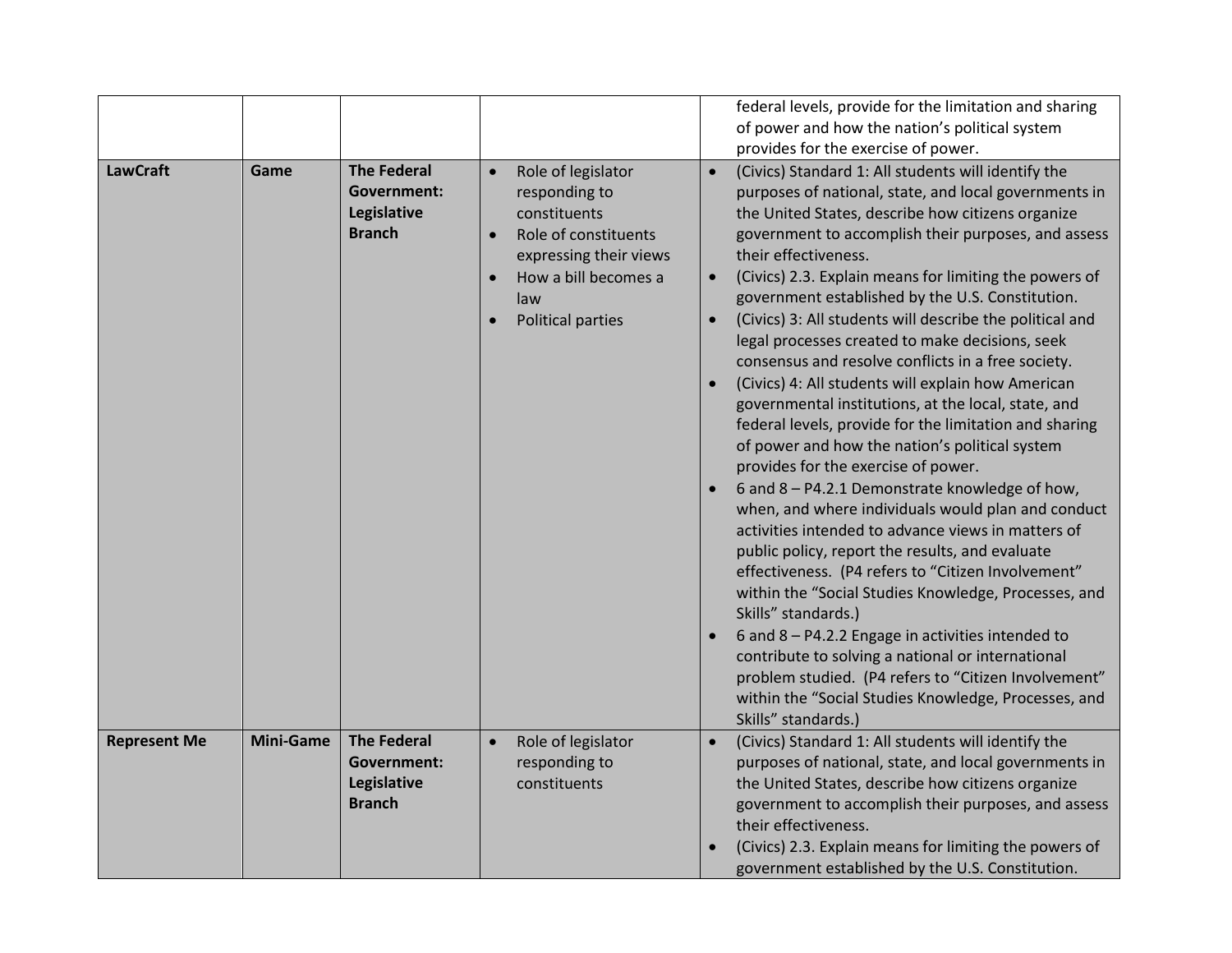| | | | | |
|---|---|---|---|---|
| | | | | federal levels, provide for the limitation and sharing of power and how the nation's political system provides for the exercise of power. |
| **LawCraft** | **Game** | **The Federal Government: Legislative Branch** | • Role of legislator responding to constituents<br>• Role of constituents expressing their views<br>• How a bill becomes a law<br>• Political parties | • (Civics) Standard 1: All students will identify the purposes of national, state, and local governments in the United States, describe how citizens organize government to accomplish their purposes, and assess their effectiveness.<br>• (Civics) 2.3. Explain means for limiting the powers of government established by the U.S. Constitution.<br>• (Civics) 3: All students will describe the political and legal processes created to make decisions, seek consensus and resolve conflicts in a free society.<br>• (Civics) 4: All students will explain how American governmental institutions, at the local, state, and federal levels, provide for the limitation and sharing of power and how the nation's political system provides for the exercise of power.<br>• 6 and 8 – P4.2.1 Demonstrate knowledge of how, when, and where individuals would plan and conduct activities intended to advance views in matters of public policy, report the results, and evaluate effectiveness. (P4 refers to "Citizen Involvement" within the "Social Studies Knowledge, Processes, and Skills" standards.)<br>• 6 and 8 – P4.2.2 Engage in activities intended to contribute to solving a national or international problem studied. (P4 refers to "Citizen Involvement" within the "Social Studies Knowledge, Processes, and Skills" standards.) |
| **Represent Me** | **Mini-Game** | **The Federal Government: Legislative Branch** | • Role of legislator responding to constituents | • (Civics) Standard 1: All students will identify the purposes of national, state, and local governments in the United States, describe how citizens organize government to accomplish their purposes, and assess their effectiveness.<br>• (Civics) 2.3. Explain means for limiting the powers of government established by the U.S. Constitution. |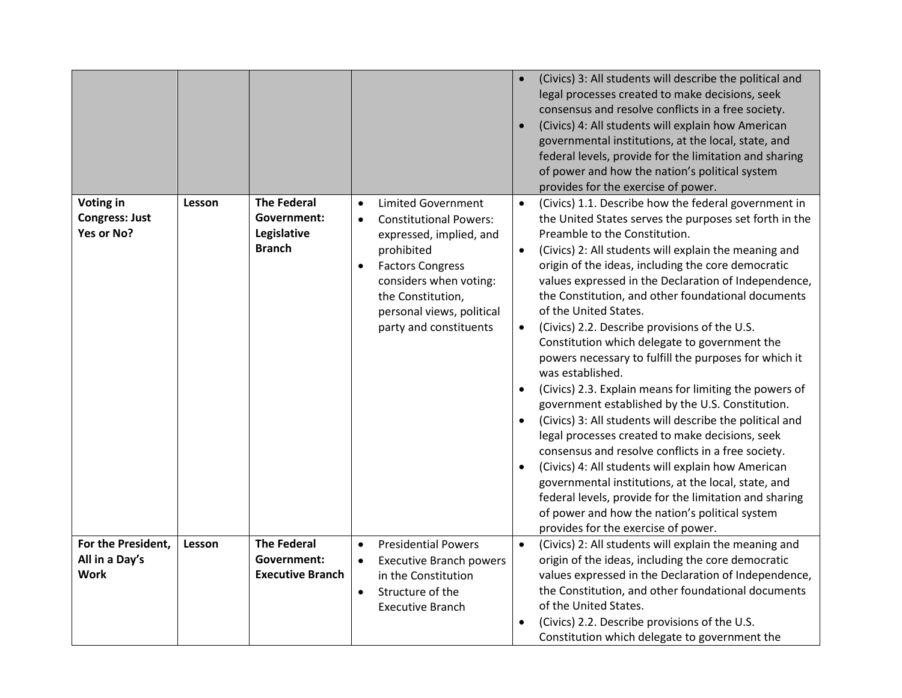| | | | | |
|---|---|---|---|---|
| | | | | • (Civics) 3: All students will describe the political and legal processes created to make decisions, seek consensus and resolve conflicts in a free society.<br>• (Civics) 4: All students will explain how American governmental institutions, at the local, state, and federal levels, provide for the limitation and sharing of power and how the nation's political system provides for the exercise of power. |
| **Voting in Congress: Just Yes or No?** | Lesson | **The Federal Government: Legislative Branch** | • Limited Government<br>• Constitutional Powers: expressed, implied, and prohibited<br>• Factors Congress considers when voting: the Constitution, personal views, political party and constituents | • (Civics) 1.1. Describe how the federal government in the United States serves the purposes set forth in the Preamble to the Constitution.<br>• (Civics) 2: All students will explain the meaning and origin of the ideas, including the core democratic values expressed in the Declaration of Independence, the Constitution, and other foundational documents of the United States.<br>• (Civics) 2.2. Describe provisions of the U.S. Constitution which delegate to government the powers necessary to fulfill the purposes for which it was established.<br>• (Civics) 2.3. Explain means for limiting the powers of government established by the U.S. Constitution.<br>• (Civics) 3: All students will describe the political and legal processes created to make decisions, seek consensus and resolve conflicts in a free society.<br>• (Civics) 4: All students will explain how American governmental institutions, at the local, state, and federal levels, provide for the limitation and sharing of power and how the nation's political system provides for the exercise of power. |
| **For the President, All in a Day's Work** | Lesson | **The Federal Government: Executive Branch** | • Presidential Powers<br>• Executive Branch powers in the Constitution<br>• Structure of the Executive Branch | • (Civics) 2: All students will explain the meaning and origin of the ideas, including the core democratic values expressed in the Declaration of Independence, the Constitution, and other foundational documents of the United States.<br>• (Civics) 2.2. Describe provisions of the U.S. Constitution which delegate to government the |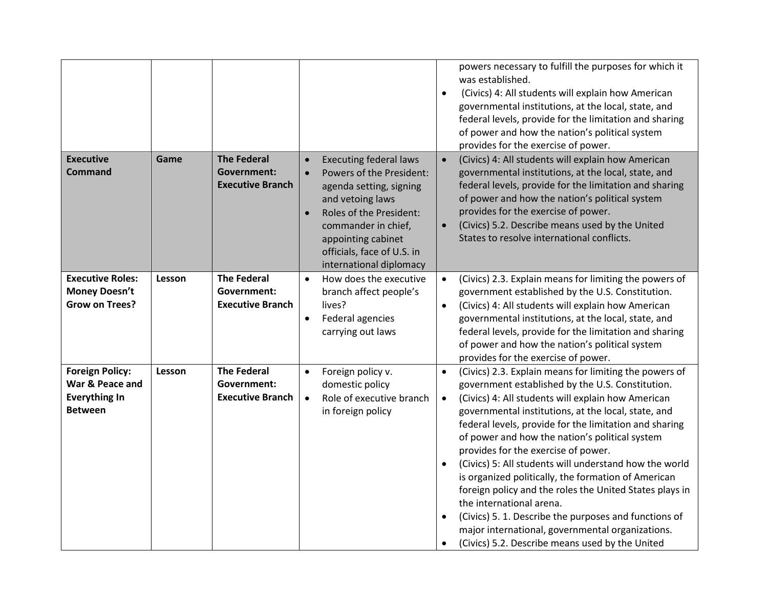| | | | | |
|---|---|---|---|---|
| | | | | powers necessary to fulfill the purposes for which it was established.<br>• (Civics) 4: All students will explain how American governmental institutions, at the local, state, and federal levels, provide for the limitation and sharing of power and how the nation's political system provides for the exercise of power. |
| **Executive Command** | Game | **The Federal Government: Executive Branch** | • Executing federal laws<br>• Powers of the President: agenda setting, signing and vetoing laws<br>• Roles of the President: commander in chief, appointing cabinet officials, face of U.S. in international diplomacy | • (Civics) 4: All students will explain how American governmental institutions, at the local, state, and federal levels, provide for the limitation and sharing of power and how the nation's political system provides for the exercise of power.<br>• (Civics) 5.2. Describe means used by the United States to resolve international conflicts. |
| **Executive Roles: Money Doesn't Grow on Trees?** | Lesson | **The Federal Government: Executive Branch** | • How does the executive branch affect people's lives?<br>• Federal agencies carrying out laws | • (Civics) 2.3. Explain means for limiting the powers of government established by the U.S. Constitution.<br>• (Civics) 4: All students will explain how American governmental institutions, at the local, state, and federal levels, provide for the limitation and sharing of power and how the nation's political system provides for the exercise of power. |
| **Foreign Policy: War & Peace and Everything In Between** | Lesson | **The Federal Government: Executive Branch** | • Foreign policy v. domestic policy<br>• Role of executive branch in foreign policy | • (Civics) 2.3. Explain means for limiting the powers of government established by the U.S. Constitution.<br>• (Civics) 4: All students will explain how American governmental institutions, at the local, state, and federal levels, provide for the limitation and sharing of power and how the nation's political system provides for the exercise of power.<br>• (Civics) 5: All students will understand how the world is organized politically, the formation of American foreign policy and the roles the United States plays in the international arena.<br>• (Civics) 5. 1. Describe the purposes and functions of major international, governmental organizations.<br>• (Civics) 5.2. Describe means used by the United |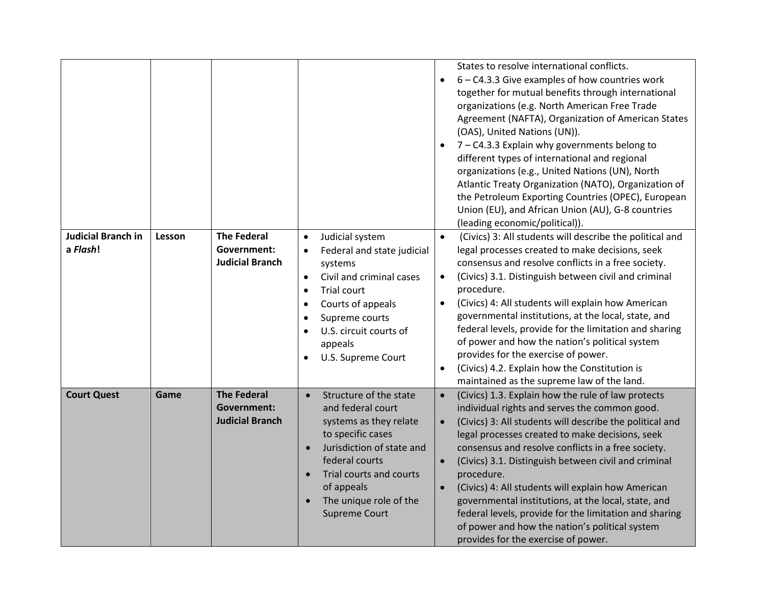| | | | | |
|---|---|---|---|---|
| | | | | States to resolve international conflicts.<br>• 6 – C4.3.3 Give examples of how countries work together for mutual benefits through international organizations (e.g. North American Free Trade Agreement (NAFTA), Organization of American States (OAS), United Nations (UN)).<br>• 7 – C4.3.3 Explain why governments belong to different types of international and regional organizations (e.g., United Nations (UN), North Atlantic Treaty Organization (NATO), Organization of the Petroleum Exporting Countries (OPEC), European Union (EU), and African Union (AU), G-8 countries (leading economic/political)). |
| **Judicial Branch in a *Flash*!** | **Lesson** | **The Federal Government: Judicial Branch** | • Judicial system<br>• Federal and state judicial systems<br>• Civil and criminal cases<br>• Trial court<br>• Courts of appeals<br>• Supreme courts<br>• U.S. circuit courts of appeals<br>• U.S. Supreme Court | • (Civics) 3: All students will describe the political and legal processes created to make decisions, seek consensus and resolve conflicts in a free society.<br>• (Civics) 3.1. Distinguish between civil and criminal procedure.<br>• (Civics) 4: All students will explain how American governmental institutions, at the local, state, and federal levels, provide for the limitation and sharing of power and how the nation's political system provides for the exercise of power.<br>• (Civics) 4.2. Explain how the Constitution is maintained as the supreme law of the land. |
| **Court Quest** | **Game** | **The Federal Government: Judicial Branch** | • Structure of the state and federal court systems as they relate to specific cases<br>• Jurisdiction of state and federal courts<br>• Trial courts and courts of appeals<br>• The unique role of the Supreme Court | • (Civics) 1.3. Explain how the rule of law protects individual rights and serves the common good.<br>• (Civics) 3: All students will describe the political and legal processes created to make decisions, seek consensus and resolve conflicts in a free society.<br>• (Civics) 3.1. Distinguish between civil and criminal procedure.<br>• (Civics) 4: All students will explain how American governmental institutions, at the local, state, and federal levels, provide for the limitation and sharing of power and how the nation's political system provides for the exercise of power. |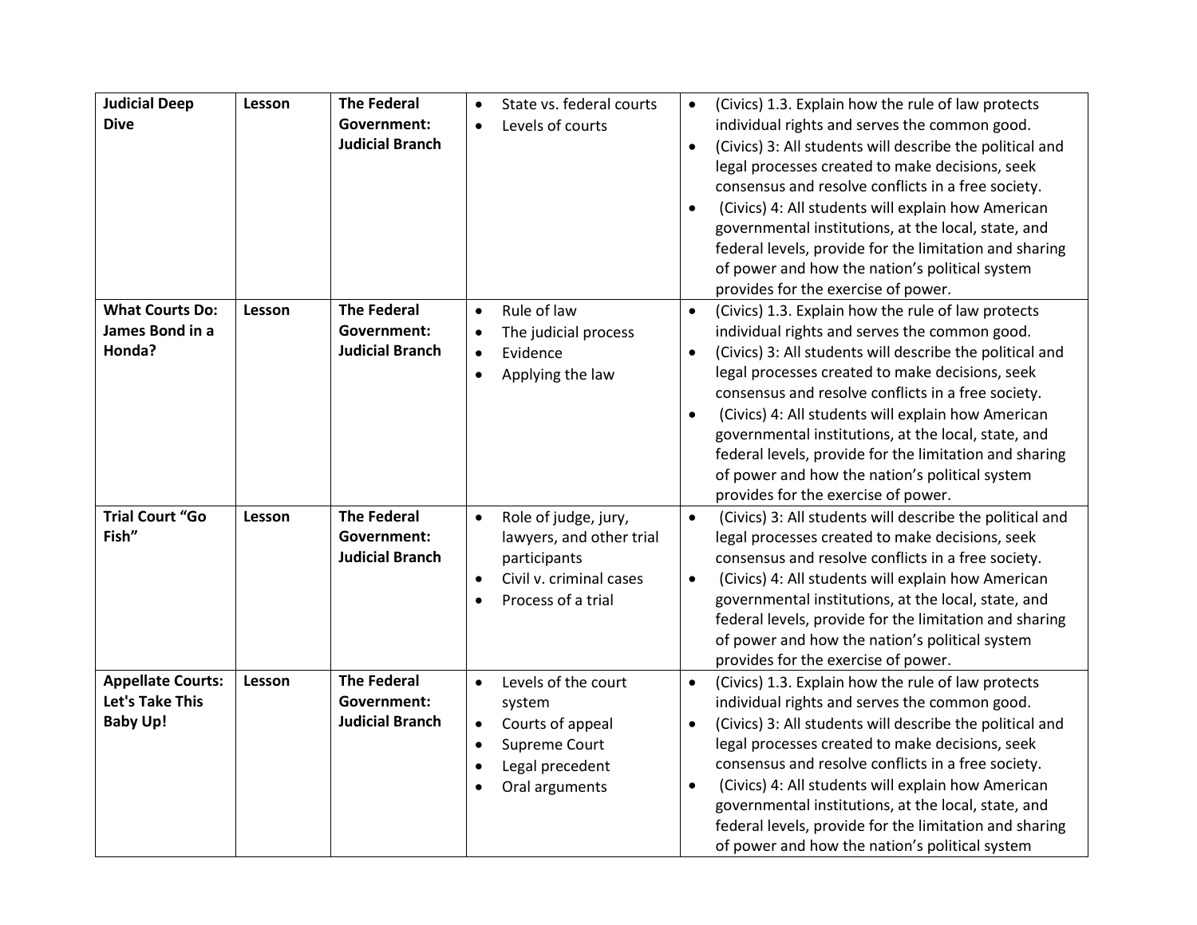| **Judicial Deep Dive** | **Lesson** | **The Federal Government: Judicial Branch** | • State vs. federal courts<br>• Levels of courts | • (Civics) 1.3. Explain how the rule of law protects individual rights and serves the common good.<br>• (Civics) 3: All students will describe the political and legal processes created to make decisions, seek consensus and resolve conflicts in a free society.<br>• (Civics) 4: All students will explain how American governmental institutions, at the local, state, and federal levels, provide for the limitation and sharing of power and how the nation's political system provides for the exercise of power. |
|---|---|---|---|---|
| **What Courts Do: James Bond in a Honda?** | **Lesson** | **The Federal Government: Judicial Branch** | • Rule of law<br>• The judicial process<br>• Evidence<br>• Applying the law | • (Civics) 1.3. Explain how the rule of law protects individual rights and serves the common good.<br>• (Civics) 3: All students will describe the political and legal processes created to make decisions, seek consensus and resolve conflicts in a free society.<br>• (Civics) 4: All students will explain how American governmental institutions, at the local, state, and federal levels, provide for the limitation and sharing of power and how the nation's political system provides for the exercise of power. |
| **Trial Court "Go Fish"** | **Lesson** | **The Federal Government: Judicial Branch** | • Role of judge, jury, lawyers, and other trial participants<br>• Civil v. criminal cases<br>• Process of a trial | • (Civics) 3: All students will describe the political and legal processes created to make decisions, seek consensus and resolve conflicts in a free society.<br>• (Civics) 4: All students will explain how American governmental institutions, at the local, state, and federal levels, provide for the limitation and sharing of power and how the nation's political system provides for the exercise of power. |
| **Appellate Courts: Let's Take This Baby Up!** | **Lesson** | **The Federal Government: Judicial Branch** | • Levels of the court system<br>• Courts of appeal<br>• Supreme Court<br>• Legal precedent<br>• Oral arguments | • (Civics) 1.3. Explain how the rule of law protects individual rights and serves the common good.<br>• (Civics) 3: All students will describe the political and legal processes created to make decisions, seek consensus and resolve conflicts in a free society.<br>• (Civics) 4: All students will explain how American governmental institutions, at the local, state, and federal levels, provide for the limitation and sharing of power and how the nation's political system |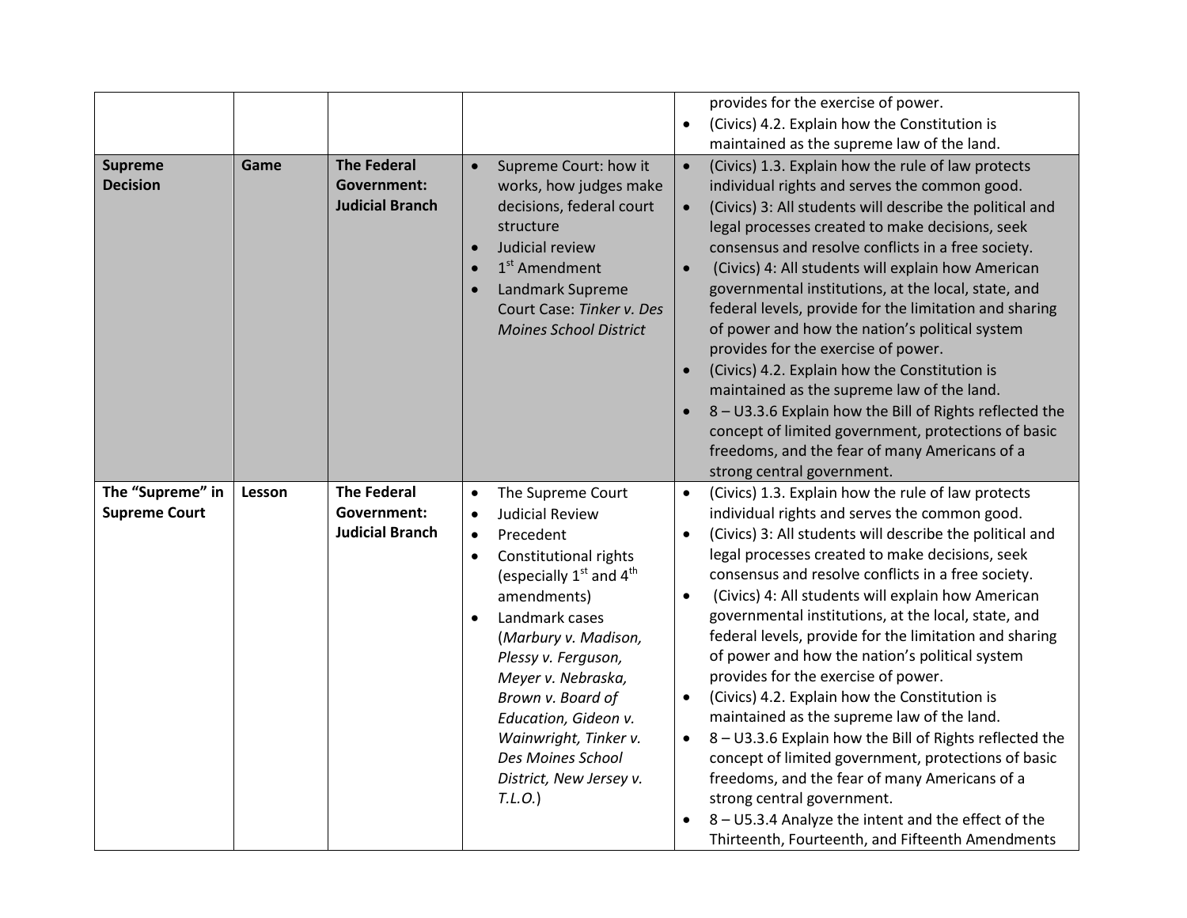| | | | | |
|---|---|---|---|---|
| | | | | provides for the exercise of power.<br>• (Civics) 4.2. Explain how the Constitution is maintained as the supreme law of the land. |
| **Supreme Decision** | Game | **The Federal Government: Judicial Branch** | • Supreme Court: how it works, how judges make decisions, federal court structure<br>• Judicial review<br>• 1st Amendment<br>• Landmark Supreme Court Case: *Tinker v. Des Moines School District* | • (Civics) 1.3. Explain how the rule of law protects individual rights and serves the common good.<br>• (Civics) 3: All students will describe the political and legal processes created to make decisions, seek consensus and resolve conflicts in a free society.<br>• (Civics) 4: All students will explain how American governmental institutions, at the local, state, and federal levels, provide for the limitation and sharing of power and how the nation's political system provides for the exercise of power.<br>• (Civics) 4.2. Explain how the Constitution is maintained as the supreme law of the land.<br>• 8 – U3.3.6 Explain how the Bill of Rights reflected the concept of limited government, protections of basic freedoms, and the fear of many Americans of a strong central government. |
| **The "Supreme" in Supreme Court** | Lesson | **The Federal Government: Judicial Branch** | • The Supreme Court<br>• Judicial Review<br>• Precedent<br>• Constitutional rights (especially 1st and 4th amendments)<br>• Landmark cases (*Marbury v. Madison, Plessy v. Ferguson, Meyer v. Nebraska, Brown v. Board of Education, Gideon v. Wainwright, Tinker v. Des Moines School District, New Jersey v. T.L.O.*) | • (Civics) 1.3. Explain how the rule of law protects individual rights and serves the common good.<br>• (Civics) 3: All students will describe the political and legal processes created to make decisions, seek consensus and resolve conflicts in a free society.<br>• (Civics) 4: All students will explain how American governmental institutions, at the local, state, and federal levels, provide for the limitation and sharing of power and how the nation's political system provides for the exercise of power.<br>• (Civics) 4.2. Explain how the Constitution is maintained as the supreme law of the land.<br>• 8 – U3.3.6 Explain how the Bill of Rights reflected the concept of limited government, protections of basic freedoms, and the fear of many Americans of a strong central government.<br>• 8 – U5.3.4 Analyze the intent and the effect of the Thirteenth, Fourteenth, and Fifteenth Amendments |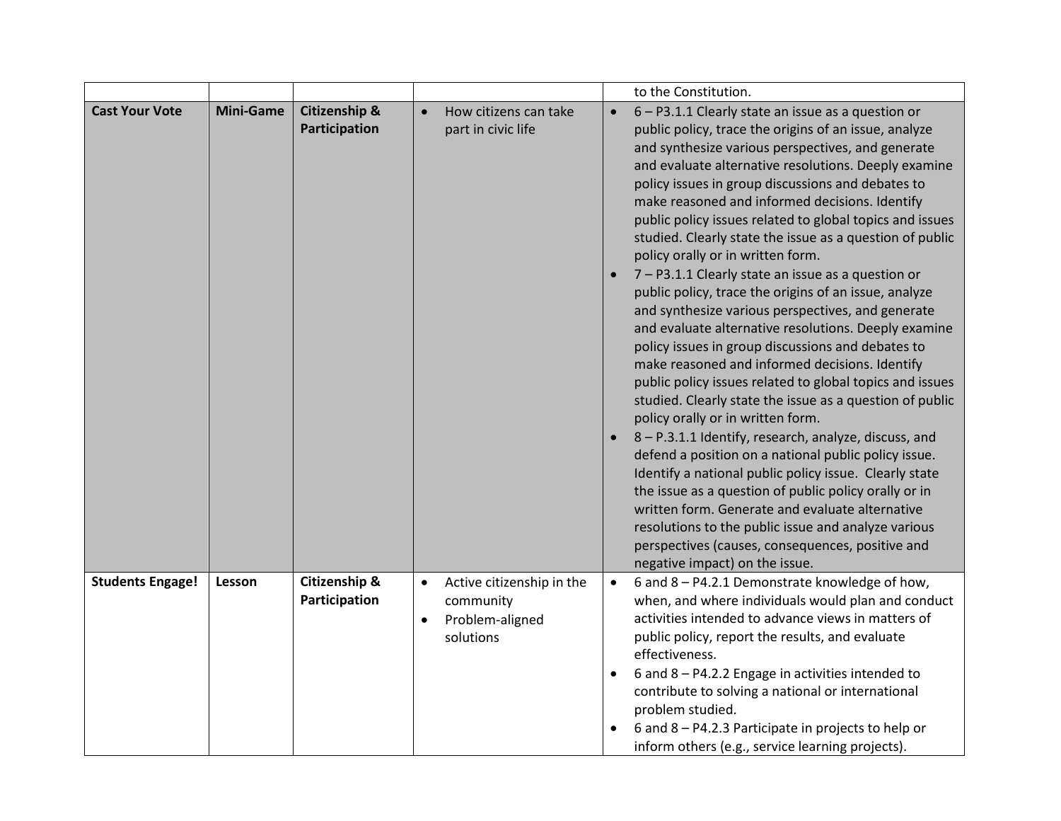| | | | | |
|---|---|---|---|---|
| | | | | to the Constitution. |
| **Cast Your Vote** | **Mini-Game** | **Citizenship & Participation** | • How citizens can take part in civic life | • 6 – P3.1.1 Clearly state an issue as a question or public policy, trace the origins of an issue, analyze and synthesize various perspectives, and generate and evaluate alternative resolutions. Deeply examine policy issues in group discussions and debates to make reasoned and informed decisions. Identify public policy issues related to global topics and issues studied. Clearly state the issue as a question of public policy orally or in written form.<br>• 7 – P3.1.1 Clearly state an issue as a question or public policy, trace the origins of an issue, analyze and synthesize various perspectives, and generate and evaluate alternative resolutions. Deeply examine policy issues in group discussions and debates to make reasoned and informed decisions. Identify public policy issues related to global topics and issues studied. Clearly state the issue as a question of public policy orally or in written form.<br>• 8 – P.3.1.1 Identify, research, analyze, discuss, and defend a position on a national public policy issue. Identify a national public policy issue. Clearly state the issue as a question of public policy orally or in written form. Generate and evaluate alternative resolutions to the public issue and analyze various perspectives (causes, consequences, positive and negative impact) on the issue. |
| **Students Engage!** | **Lesson** | **Citizenship & Participation** | • Active citizenship in the community<br>• Problem-aligned solutions | • 6 and 8 – P4.2.1 Demonstrate knowledge of how, when, and where individuals would plan and conduct activities intended to advance views in matters of public policy, report the results, and evaluate effectiveness.<br>• 6 and 8 – P4.2.2 Engage in activities intended to contribute to solving a national or international problem studied.<br>• 6 and 8 – P4.2.3 Participate in projects to help or inform others (e.g., service learning projects). |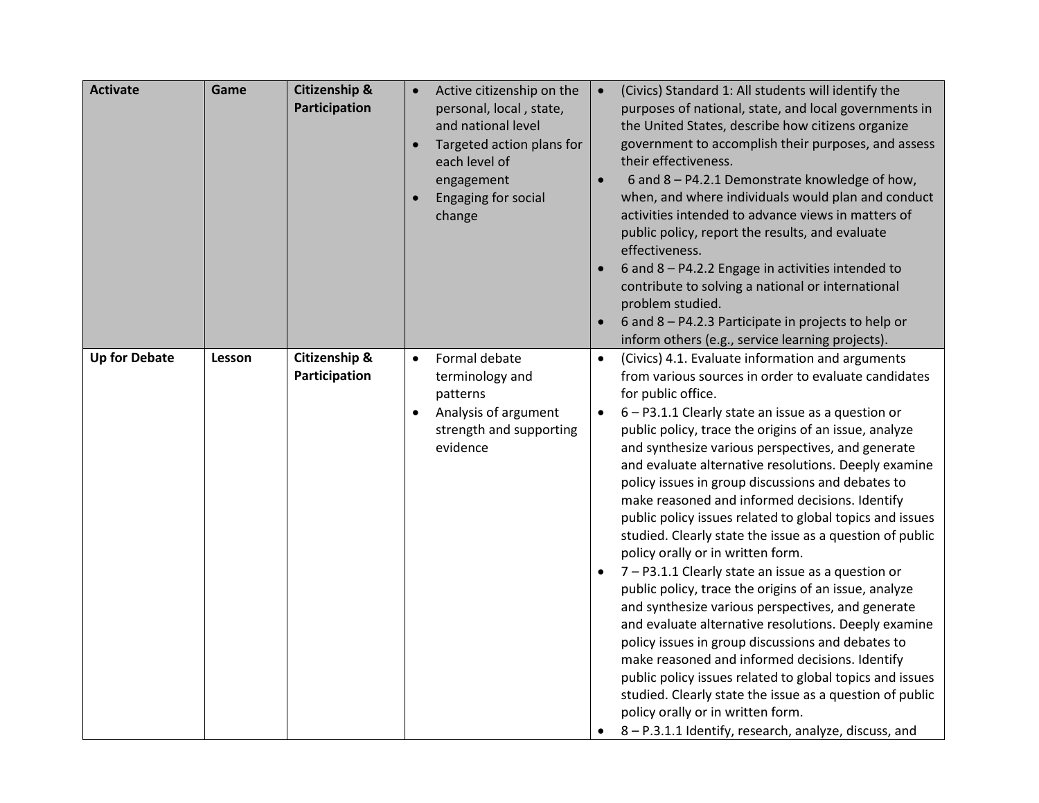| Activate | Game | Citizenship & Participation | • Active citizenship on the personal, local , state, and national level<br>• Targeted action plans for each level of engagement<br>• Engaging for social change | • (Civics) Standard 1: All students will identify the purposes of national, state, and local governments in the United States, describe how citizens organize government to accomplish their purposes, and assess their effectiveness.<br>• 6 and 8 – P4.2.1 Demonstrate knowledge of how, when, and where individuals would plan and conduct activities intended to advance views in matters of public policy, report the results, and evaluate effectiveness.<br>• 6 and 8 – P4.2.2 Engage in activities intended to contribute to solving a national or international problem studied.<br>• 6 and 8 – P4.2.3 Participate in projects to help or inform others (e.g., service learning projects). |
|---|---|---|---|---|
| **Up for Debate** | **Lesson** | **Citizenship & Participation** | • Formal debate terminology and patterns<br>• Analysis of argument strength and supporting evidence | • (Civics) 4.1. Evaluate information and arguments from various sources in order to evaluate candidates for public office.<br>• 6 – P3.1.1 Clearly state an issue as a question or public policy, trace the origins of an issue, analyze and synthesize various perspectives, and generate and evaluate alternative resolutions. Deeply examine policy issues in group discussions and debates to make reasoned and informed decisions. Identify public policy issues related to global topics and issues studied. Clearly state the issue as a question of public policy orally or in written form.<br>• 7 – P3.1.1 Clearly state an issue as a question or public policy, trace the origins of an issue, analyze and synthesize various perspectives, and generate and evaluate alternative resolutions. Deeply examine policy issues in group discussions and debates to make reasoned and informed decisions. Identify public policy issues related to global topics and issues studied. Clearly state the issue as a question of public policy orally or in written form.<br>• 8 – P.3.1.1 Identify, research, analyze, discuss, and |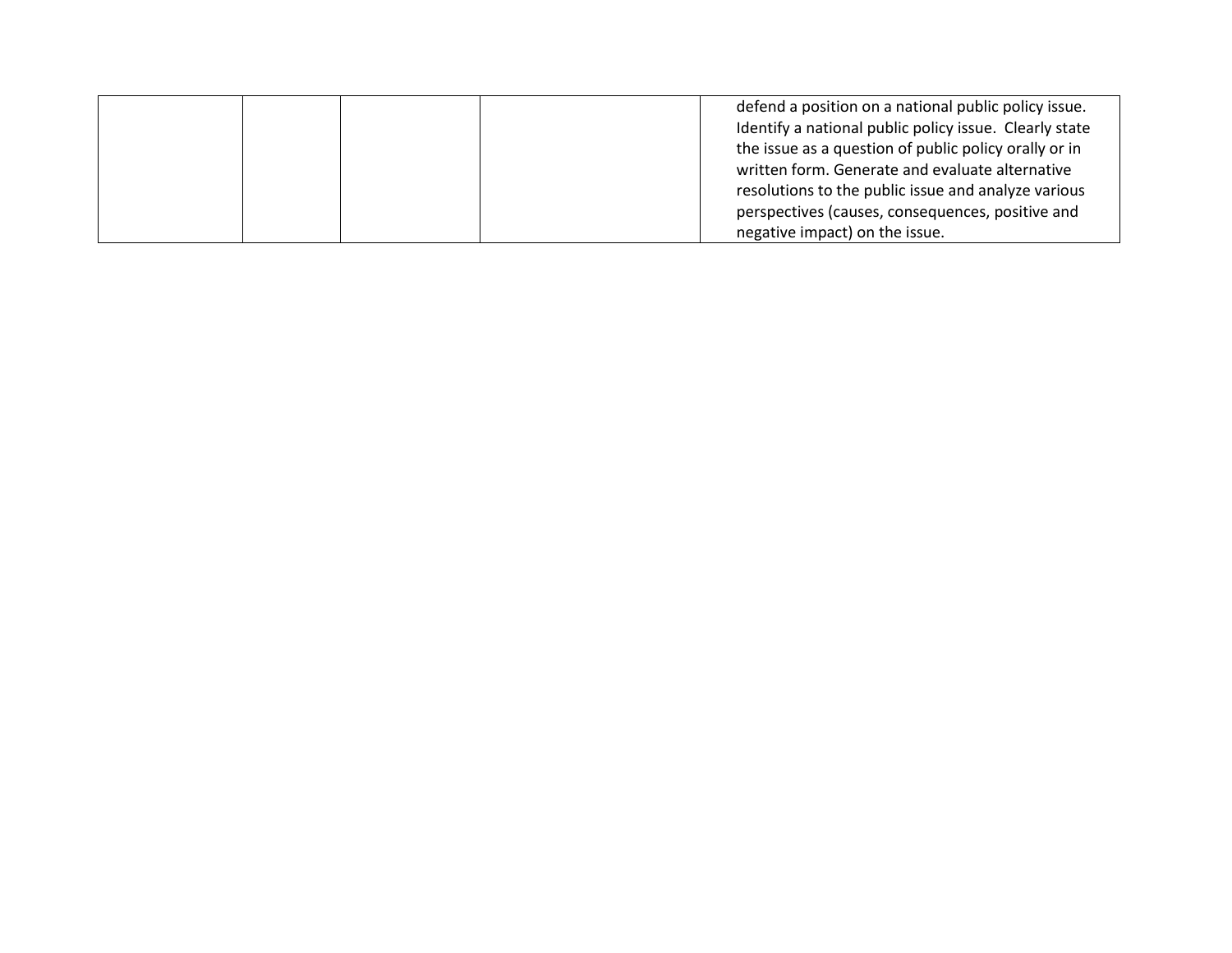| | | | | |
|---|---|---|---|---|
| | | | | defend a position on a national public policy issue. Identify a national public policy issue. Clearly state the issue as a question of public policy orally or in written form. Generate and evaluate alternative resolutions to the public issue and analyze various perspectives (causes, consequences, positive and negative impact) on the issue. |